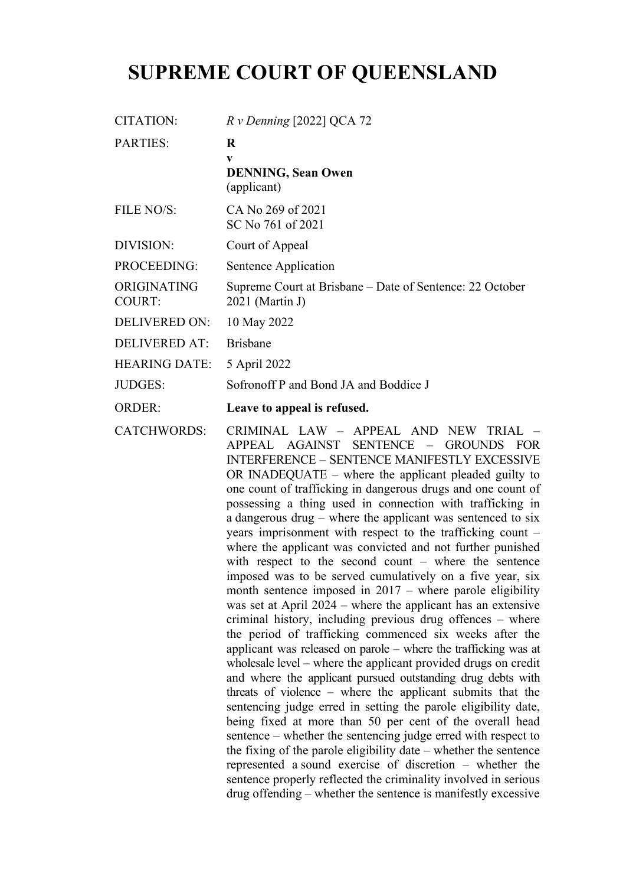# SUPREME COURT OF QUEENSLAND

| | |
|---|---|
| CITATION: | *R v Denning* [2022] QCA 72 |
| PARTIES: | **R**<br>**v**<br>**DENNING, Sean Owen**<br>(applicant) |
| FILE NO/S: | CA No 269 of 2021<br>SC No 761 of 2021 |
| DIVISION: | Court of Appeal |
| PROCEEDING: | Sentence Application |
| ORIGINATING COURT: | Supreme Court at Brisbane – Date of Sentence: 22 October 2021 (Martin J) |
| DELIVERED ON: | 10 May 2022 |
| DELIVERED AT: | Brisbane |
| HEARING DATE: | 5 April 2022 |
| JUDGES: | Sofronoff P and Bond JA and Boddice J |
| ORDER: | **Leave to appeal is refused.** |
| CATCHWORDS: | CRIMINAL LAW – APPEAL AND NEW TRIAL – APPEAL AGAINST SENTENCE – GROUNDS FOR INTERFERENCE – SENTENCE MANIFESTLY EXCESSIVE OR INADEQUATE – where the applicant pleaded guilty to one count of trafficking in dangerous drugs and one count of possessing a thing used in connection with trafficking in a dangerous drug – where the applicant was sentenced to six years imprisonment with respect to the trafficking count – where the applicant was convicted and not further punished with respect to the second count – where the sentence imposed was to be served cumulatively on a five year, six month sentence imposed in 2017 – where parole eligibility was set at April 2024 – where the applicant has an extensive criminal history, including previous drug offences – where the period of trafficking commenced six weeks after the applicant was released on parole – where the trafficking was at wholesale level – where the applicant provided drugs on credit and where the applicant pursued outstanding drug debts with threats of violence – where the applicant submits that the sentencing judge erred in setting the parole eligibility date, being fixed at more than 50 per cent of the overall head sentence – whether the sentencing judge erred with respect to the fixing of the parole eligibility date – whether the sentence represented a sound exercise of discretion – whether the sentence properly reflected the criminality involved in serious drug offending – whether the sentence is manifestly excessive |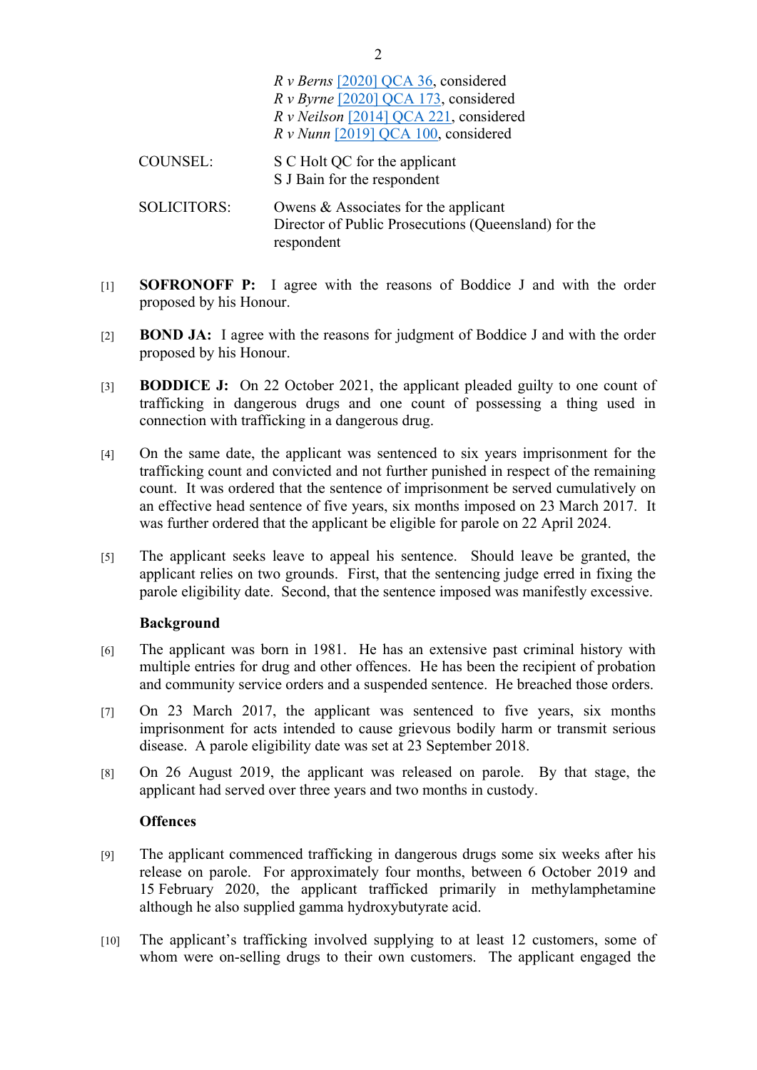*R v Berns* [2020] QCA 36, considered
*R v Byrne* [2020] QCA 173, considered
*R v Neilson* [2014] QCA 221, considered
*R v Nunn* [2019] QCA 100, considered

COUNSEL: S C Holt QC for the applicant
S J Bain for the respondent

SOLICITORS: Owens & Associates for the applicant
Director of Public Prosecutions (Queensland) for the respondent

[1] **SOFRONOFF P:** I agree with the reasons of Boddice J and with the order proposed by his Honour.

[2] **BOND JA:** I agree with the reasons for judgment of Boddice J and with the order proposed by his Honour.

[3] **BODDICE J:** On 22 October 2021, the applicant pleaded guilty to one count of trafficking in dangerous drugs and one count of possessing a thing used in connection with trafficking in a dangerous drug.

[4] On the same date, the applicant was sentenced to six years imprisonment for the trafficking count and convicted and not further punished in respect of the remaining count. It was ordered that the sentence of imprisonment be served cumulatively on an effective head sentence of five years, six months imposed on 23 March 2017. It was further ordered that the applicant be eligible for parole on 22 April 2024.

[5] The applicant seeks leave to appeal his sentence. Should leave be granted, the applicant relies on two grounds. First, that the sentencing judge erred in fixing the parole eligibility date. Second, that the sentence imposed was manifestly excessive.

**Background**

[6] The applicant was born in 1981. He has an extensive past criminal history with multiple entries for drug and other offences. He has been the recipient of probation and community service orders and a suspended sentence. He breached those orders.

[7] On 23 March 2017, the applicant was sentenced to five years, six months imprisonment for acts intended to cause grievous bodily harm or transmit serious disease. A parole eligibility date was set at 23 September 2018.

[8] On 26 August 2019, the applicant was released on parole. By that stage, the applicant had served over three years and two months in custody.

**Offences**

[9] The applicant commenced trafficking in dangerous drugs some six weeks after his release on parole. For approximately four months, between 6 October 2019 and 15 February 2020, the applicant trafficked primarily in methylamphetamine although he also supplied gamma hydroxybutyrate acid.

[10] The applicant's trafficking involved supplying to at least 12 customers, some of whom were on-selling drugs to their own customers. The applicant engaged the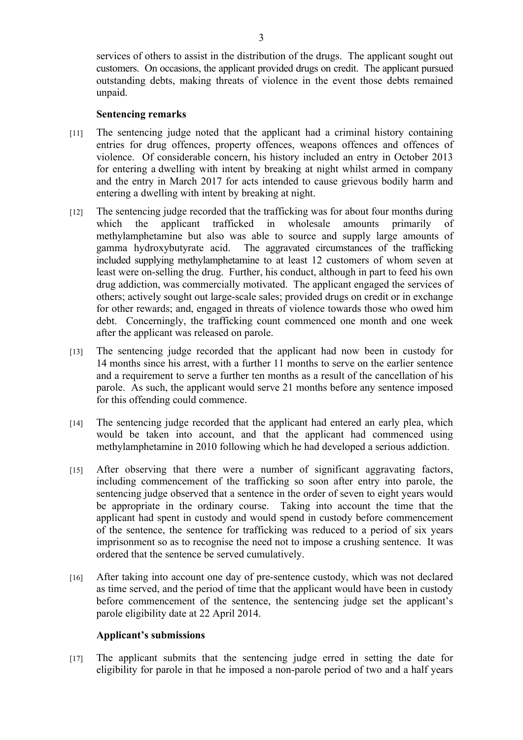services of others to assist in the distribution of the drugs. The applicant sought out customers. On occasions, the applicant provided drugs on credit. The applicant pursued outstanding debts, making threats of violence in the event those debts remained unpaid.

### Sentencing remarks

[11] The sentencing judge noted that the applicant had a criminal history containing entries for drug offences, property offences, weapons offences and offences of violence. Of considerable concern, his history included an entry in October 2013 for entering a dwelling with intent by breaking at night whilst armed in company and the entry in March 2017 for acts intended to cause grievous bodily harm and entering a dwelling with intent by breaking at night.

[12] The sentencing judge recorded that the trafficking was for about four months during which the applicant trafficked in wholesale amounts primarily of methylamphetamine but also was able to source and supply large amounts of gamma hydroxybutyrate acid. The aggravated circumstances of the trafficking included supplying methylamphetamine to at least 12 customers of whom seven at least were on-selling the drug. Further, his conduct, although in part to feed his own drug addiction, was commercially motivated. The applicant engaged the services of others; actively sought out large-scale sales; provided drugs on credit or in exchange for other rewards; and, engaged in threats of violence towards those who owed him debt. Concerningly, the trafficking count commenced one month and one week after the applicant was released on parole.

[13] The sentencing judge recorded that the applicant had now been in custody for 14 months since his arrest, with a further 11 months to serve on the earlier sentence and a requirement to serve a further ten months as a result of the cancellation of his parole. As such, the applicant would serve 21 months before any sentence imposed for this offending could commence.

[14] The sentencing judge recorded that the applicant had entered an early plea, which would be taken into account, and that the applicant had commenced using methylamphetamine in 2010 following which he had developed a serious addiction.

[15] After observing that there were a number of significant aggravating factors, including commencement of the trafficking so soon after entry into parole, the sentencing judge observed that a sentence in the order of seven to eight years would be appropriate in the ordinary course. Taking into account the time that the applicant had spent in custody and would spend in custody before commencement of the sentence, the sentence for trafficking was reduced to a period of six years imprisonment so as to recognise the need not to impose a crushing sentence. It was ordered that the sentence be served cumulatively.

[16] After taking into account one day of pre-sentence custody, which was not declared as time served, and the period of time that the applicant would have been in custody before commencement of the sentence, the sentencing judge set the applicant's parole eligibility date at 22 April 2014.

### Applicant's submissions

[17] The applicant submits that the sentencing judge erred in setting the date for eligibility for parole in that he imposed a non-parole period of two and a half years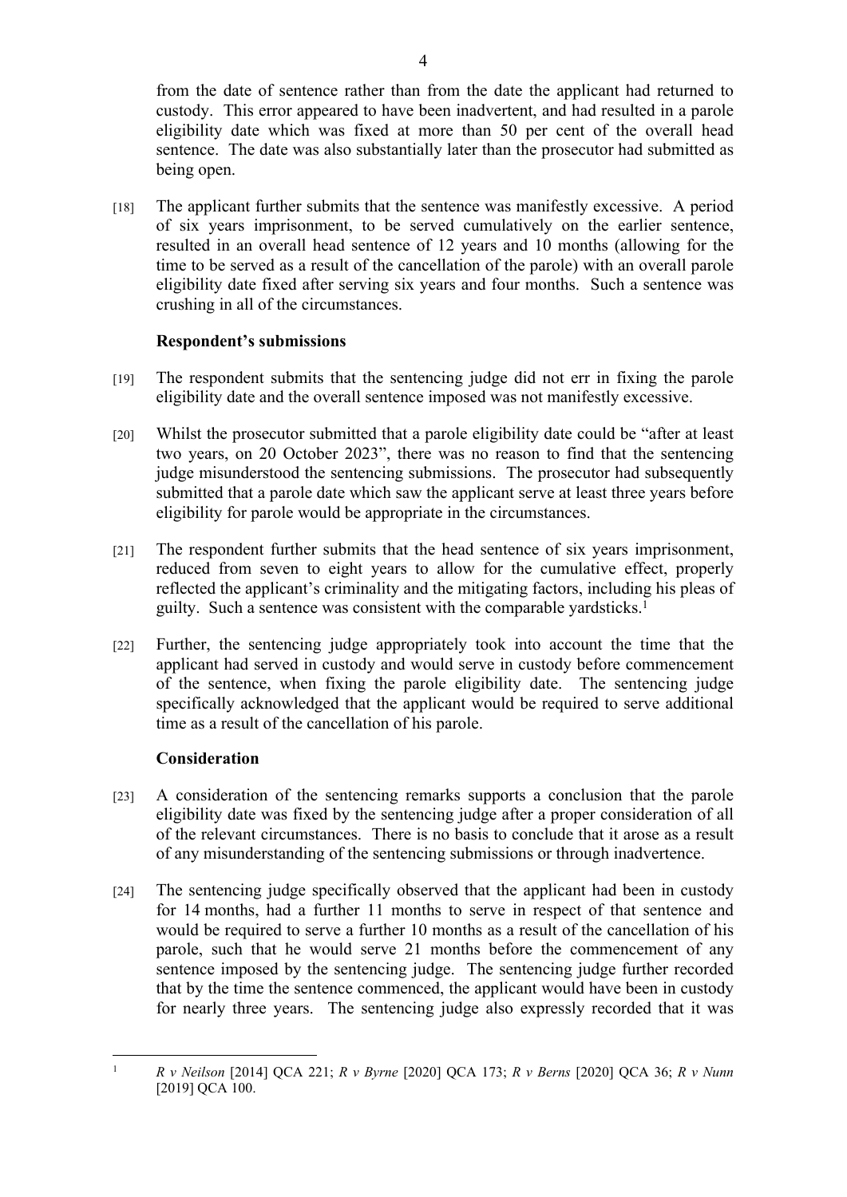from the date of sentence rather than from the date the applicant had returned to custody. This error appeared to have been inadvertent, and had resulted in a parole eligibility date which was fixed at more than 50 per cent of the overall head sentence. The date was also substantially later than the prosecutor had submitted as being open.

[18] The applicant further submits that the sentence was manifestly excessive. A period of six years imprisonment, to be served cumulatively on the earlier sentence, resulted in an overall head sentence of 12 years and 10 months (allowing for the time to be served as a result of the cancellation of the parole) with an overall parole eligibility date fixed after serving six years and four months. Such a sentence was crushing in all of the circumstances.

**Respondent's submissions**

[19] The respondent submits that the sentencing judge did not err in fixing the parole eligibility date and the overall sentence imposed was not manifestly excessive.

[20] Whilst the prosecutor submitted that a parole eligibility date could be "after at least two years, on 20 October 2023", there was no reason to find that the sentencing judge misunderstood the sentencing submissions. The prosecutor had subsequently submitted that a parole date which saw the applicant serve at least three years before eligibility for parole would be appropriate in the circumstances.

[21] The respondent further submits that the head sentence of six years imprisonment, reduced from seven to eight years to allow for the cumulative effect, properly reflected the applicant's criminality and the mitigating factors, including his pleas of guilty. Such a sentence was consistent with the comparable yardsticks.[1]

[22] Further, the sentencing judge appropriately took into account the time that the applicant had served in custody and would serve in custody before commencement of the sentence, when fixing the parole eligibility date. The sentencing judge specifically acknowledged that the applicant would be required to serve additional time as a result of the cancellation of his parole.

**Consideration**

[23] A consideration of the sentencing remarks supports a conclusion that the parole eligibility date was fixed by the sentencing judge after a proper consideration of all of the relevant circumstances. There is no basis to conclude that it arose as a result of any misunderstanding of the sentencing submissions or through inadvertence.

[24] The sentencing judge specifically observed that the applicant had been in custody for 14 months, had a further 11 months to serve in respect of that sentence and would be required to serve a further 10 months as a result of the cancellation of his parole, such that he would serve 21 months before the commencement of any sentence imposed by the sentencing judge. The sentencing judge further recorded that by the time the sentence commenced, the applicant would have been in custody for nearly three years. The sentencing judge also expressly recorded that it was

---

[1] *R v Neilson* [2014] QCA 221; *R v Byrne* [2020] QCA 173; *R v Berns* [2020] QCA 36; *R v Nunn* [2019] QCA 100.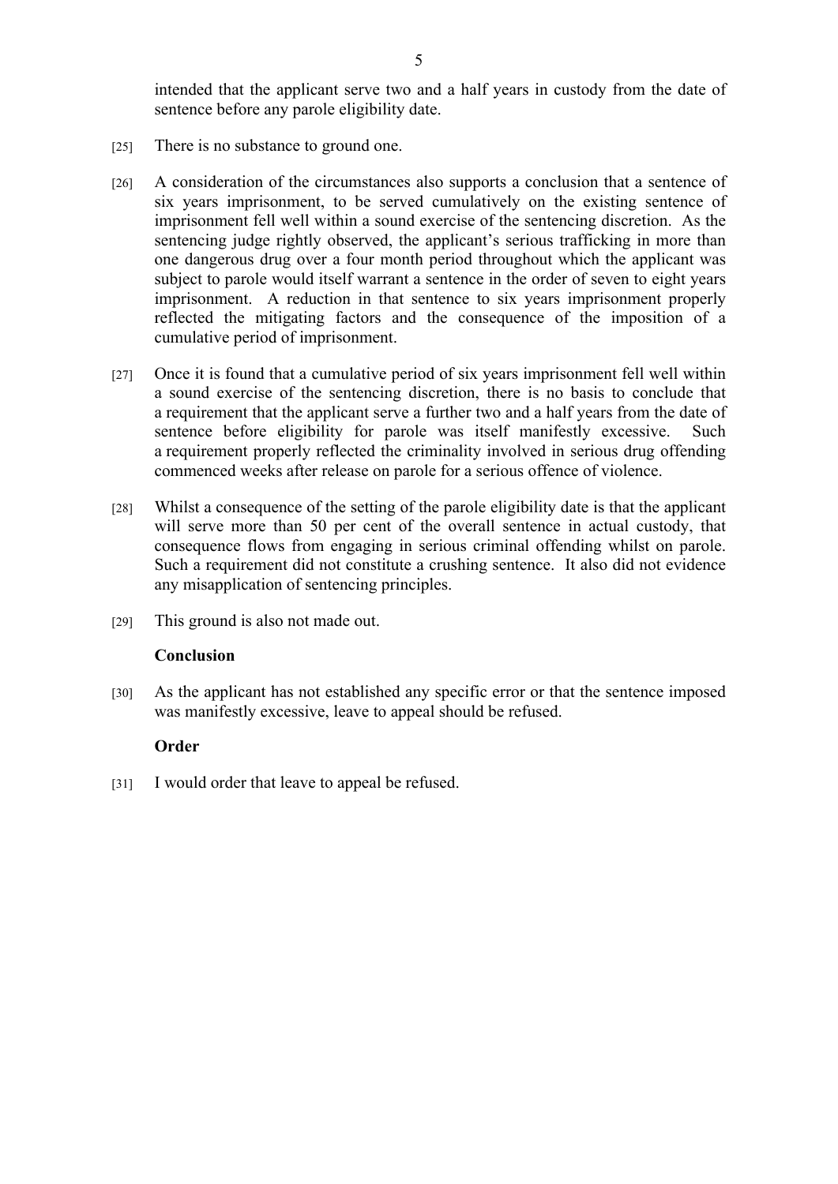intended that the applicant serve two and a half years in custody from the date of sentence before any parole eligibility date.

[25] There is no substance to ground one.

[26] A consideration of the circumstances also supports a conclusion that a sentence of six years imprisonment, to be served cumulatively on the existing sentence of imprisonment fell well within a sound exercise of the sentencing discretion. As the sentencing judge rightly observed, the applicant's serious trafficking in more than one dangerous drug over a four month period throughout which the applicant was subject to parole would itself warrant a sentence in the order of seven to eight years imprisonment. A reduction in that sentence to six years imprisonment properly reflected the mitigating factors and the consequence of the imposition of a cumulative period of imprisonment.

[27] Once it is found that a cumulative period of six years imprisonment fell well within a sound exercise of the sentencing discretion, there is no basis to conclude that a requirement that the applicant serve a further two and a half years from the date of sentence before eligibility for parole was itself manifestly excessive. Such a requirement properly reflected the criminality involved in serious drug offending commenced weeks after release on parole for a serious offence of violence.

[28] Whilst a consequence of the setting of the parole eligibility date is that the applicant will serve more than 50 per cent of the overall sentence in actual custody, that consequence flows from engaging in serious criminal offending whilst on parole. Such a requirement did not constitute a crushing sentence. It also did not evidence any misapplication of sentencing principles.

[29] This ground is also not made out.

**Conclusion**

[30] As the applicant has not established any specific error or that the sentence imposed was manifestly excessive, leave to appeal should be refused.

**Order**

[31] I would order that leave to appeal be refused.